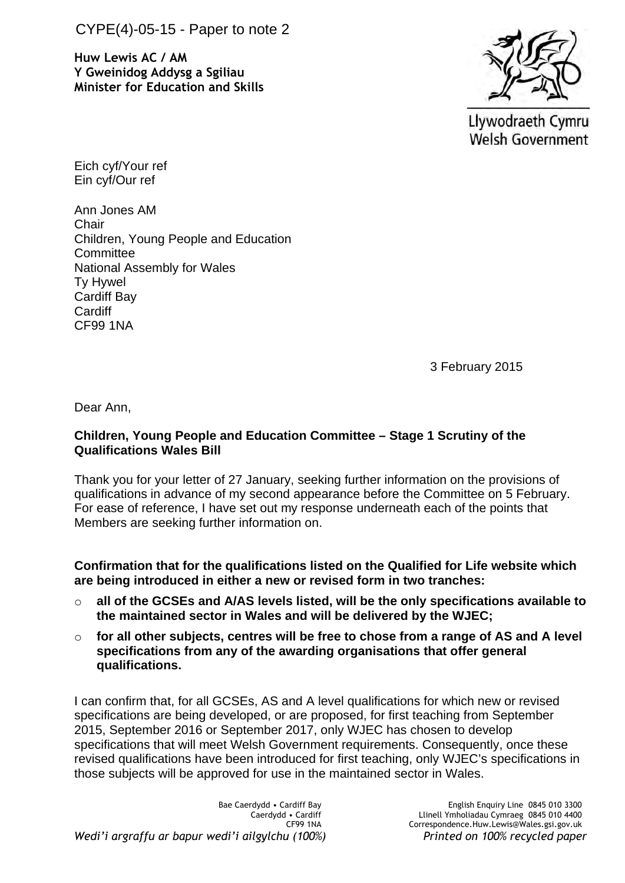CYPE(4)-05-15 - Paper to note 2

**Huw Lewis AC / AM**
**Y Gweinidog Addysg a Sgiliau**
**Minister for Education and Skills**

Llywodraeth Cymru
Welsh Government

Eich cyf/Your ref
Ein cyf/Our ref

Ann Jones AM
Chair
Children, Young People and Education Committee
National Assembly for Wales
Ty Hywel
Cardiff Bay
Cardiff
CF99 1NA

3 February 2015

Dear Ann,

**Children, Young People and Education Committee – Stage 1 Scrutiny of the Qualifications Wales Bill**

Thank you for your letter of 27 January, seeking further information on the provisions of qualifications in advance of my second appearance before the Committee on 5 February. For ease of reference, I have set out my response underneath each of the points that Members are seeking further information on.

**Confirmation that for the qualifications listed on the Qualified for Life website which are being introduced in either a new or revised form in two tranches:**

- **all of the GCSEs and A/AS levels listed, will be the only specifications available to the maintained sector in Wales and will be delivered by the WJEC;**
- **for all other subjects, centres will be free to chose from a range of AS and A level specifications from any of the awarding organisations that offer general qualifications.**

I can confirm that, for all GCSEs, AS and A level qualifications for which new or revised specifications are being developed, or are proposed, for first teaching from September 2015, September 2016 or September 2017, only WJEC has chosen to develop specifications that will meet Welsh Government requirements. Consequently, once these revised qualifications have been introduced for first teaching, only WJEC's specifications in those subjects will be approved for use in the maintained sector in Wales.

Bae Caerdydd • Cardiff Bay
Caerdydd • Cardiff
CF99 1NA

English Enquiry Line 0845 010 3300
Llinell Ymholiadau Cymraeg 0845 010 4400
Correspondence.Huw.Lewis@Wales.gsi.gov.uk

*Wedi'i argraffu ar bapur wedi'i ailgylchu (100%)* *Printed on 100% recycled paper*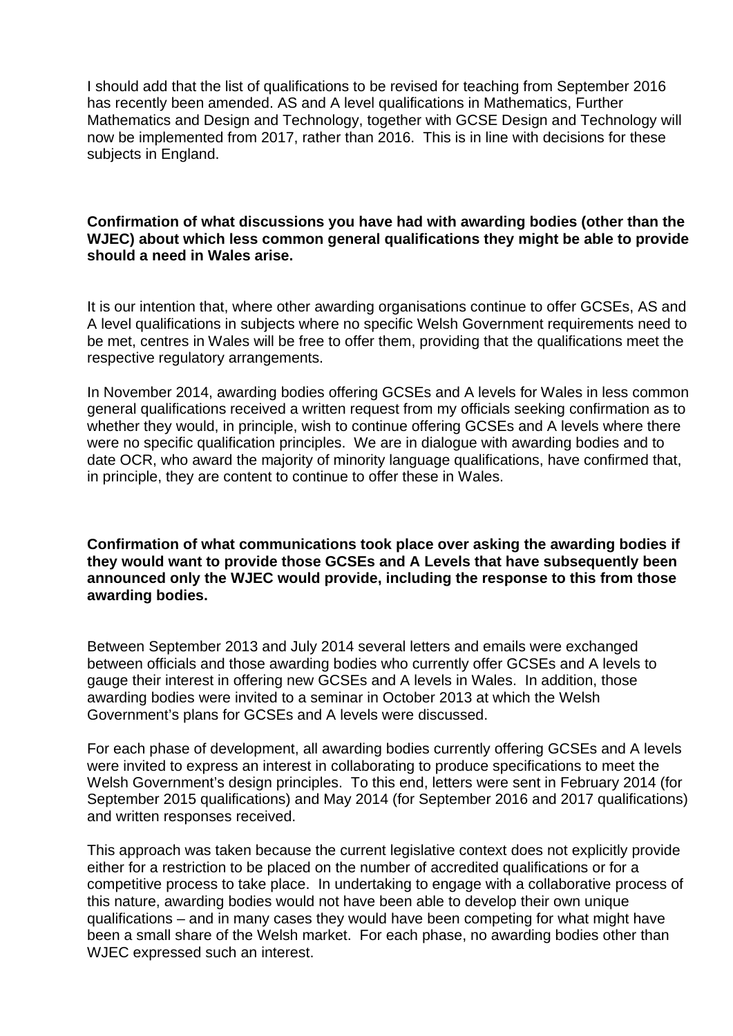I should add that the list of qualifications to be revised for teaching from September 2016 has recently been amended. AS and A level qualifications in Mathematics, Further Mathematics and Design and Technology, together with GCSE Design and Technology will now be implemented from 2017, rather than 2016. This is in line with decisions for these subjects in England.

**Confirmation of what discussions you have had with awarding bodies (other than the WJEC) about which less common general qualifications they might be able to provide should a need in Wales arise.**

It is our intention that, where other awarding organisations continue to offer GCSEs, AS and A level qualifications in subjects where no specific Welsh Government requirements need to be met, centres in Wales will be free to offer them, providing that the qualifications meet the respective regulatory arrangements.

In November 2014, awarding bodies offering GCSEs and A levels for Wales in less common general qualifications received a written request from my officials seeking confirmation as to whether they would, in principle, wish to continue offering GCSEs and A levels where there were no specific qualification principles. We are in dialogue with awarding bodies and to date OCR, who award the majority of minority language qualifications, have confirmed that, in principle, they are content to continue to offer these in Wales.

**Confirmation of what communications took place over asking the awarding bodies if they would want to provide those GCSEs and A Levels that have subsequently been announced only the WJEC would provide, including the response to this from those awarding bodies.**

Between September 2013 and July 2014 several letters and emails were exchanged between officials and those awarding bodies who currently offer GCSEs and A levels to gauge their interest in offering new GCSEs and A levels in Wales. In addition, those awarding bodies were invited to a seminar in October 2013 at which the Welsh Government's plans for GCSEs and A levels were discussed.

For each phase of development, all awarding bodies currently offering GCSEs and A levels were invited to express an interest in collaborating to produce specifications to meet the Welsh Government's design principles. To this end, letters were sent in February 2014 (for September 2015 qualifications) and May 2014 (for September 2016 and 2017 qualifications) and written responses received.

This approach was taken because the current legislative context does not explicitly provide either for a restriction to be placed on the number of accredited qualifications or for a competitive process to take place. In undertaking to engage with a collaborative process of this nature, awarding bodies would not have been able to develop their own unique qualifications – and in many cases they would have been competing for what might have been a small share of the Welsh market. For each phase, no awarding bodies other than WJEC expressed such an interest.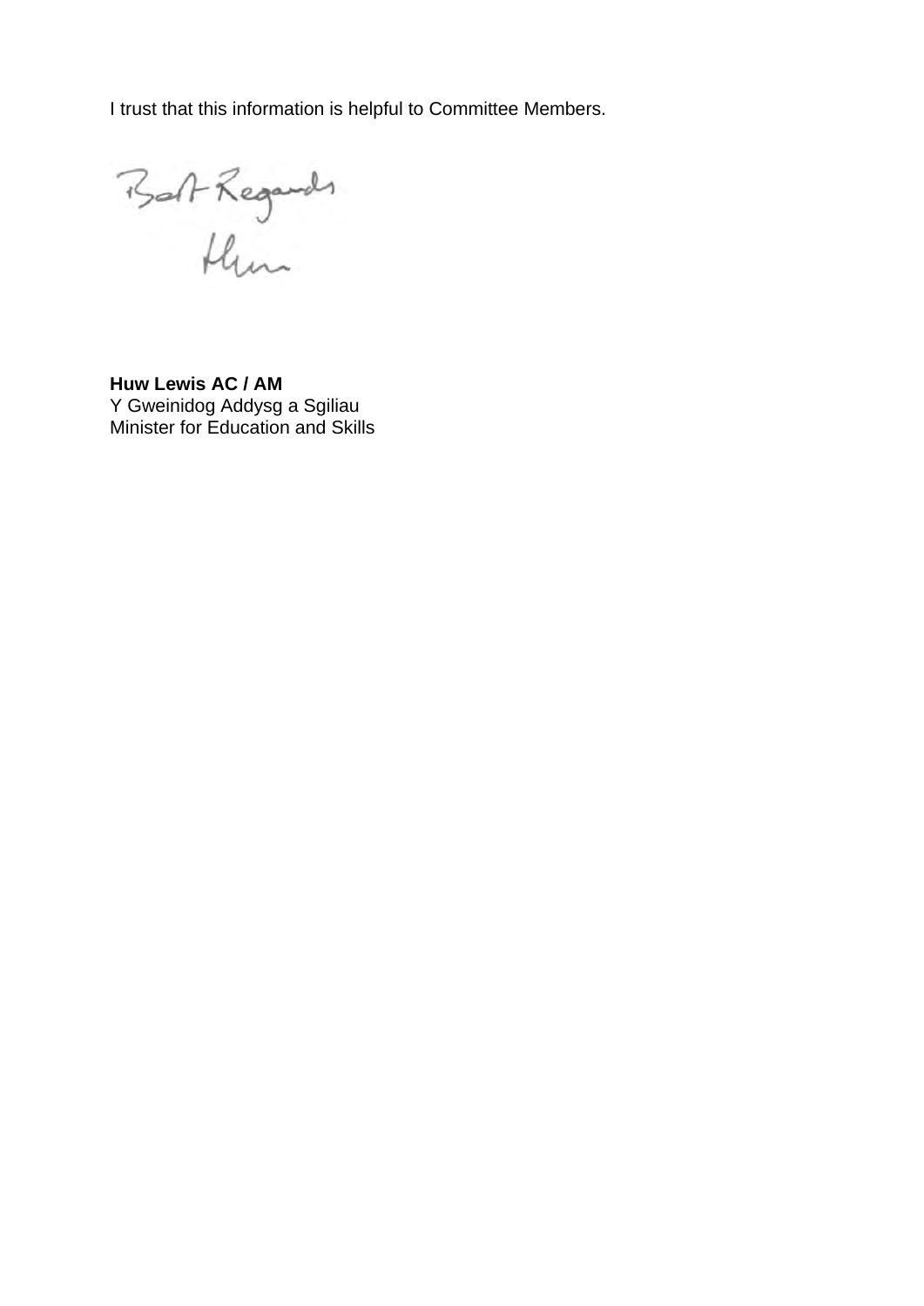I trust that this information is helpful to Committee Members.

Best Regards
Huw

**Huw Lewis AC / AM**
Y Gweinidog Addysg a Sgiliau
Minister for Education and Skills